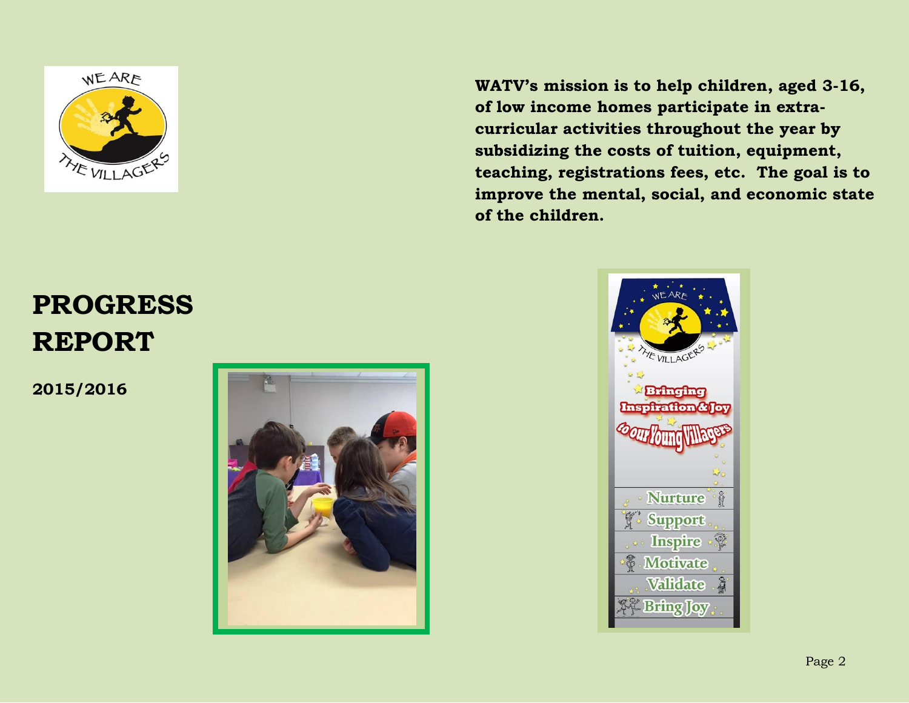**WATV's mission is to help children, aged 3-16, of low income homes participate in extra-curricular activities throughout the year by subsidizing the costs of tuition, equipment, teaching, registrations fees, etc. The goal is to improve the mental, social, and economic state of the children.**

# PROGRESS REPORT

**2015/2016**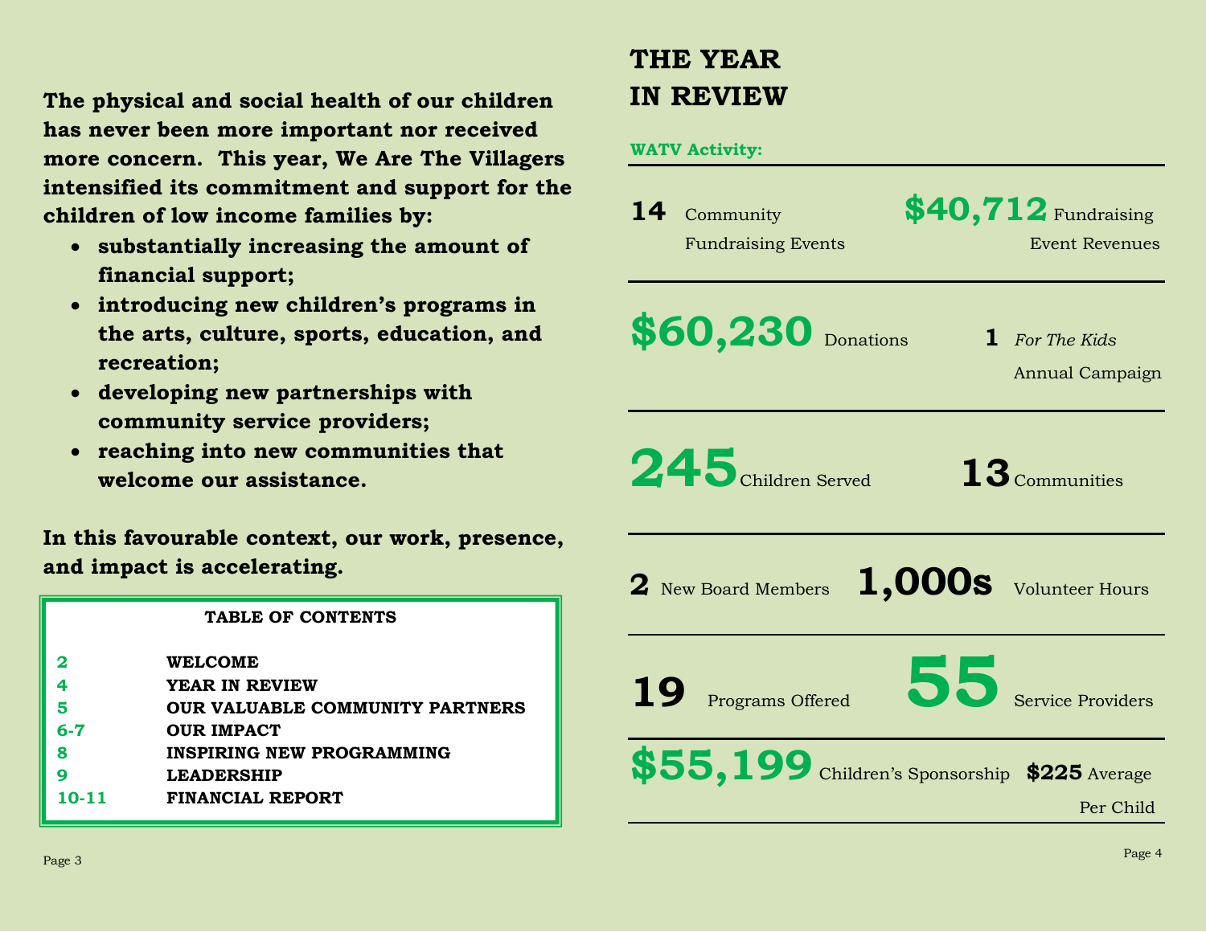**The physical and social health of our children has never been more important nor received more concern. This year, We Are The Villagers intensified its commitment and support for the children of low income families by:**

- **substantially increasing the amount of financial support;**
- **introducing new children's programs in the arts, culture, sports, education, and recreation;**
- **developing new partnerships with community service providers;**
- **reaching into new communities that welcome our assistance.**

**In this favourable context, our work, presence, and impact is accelerating.**

**TABLE OF CONTENTS**

| | |
|---|---|
| 2 | WELCOME |
| 4 | YEAR IN REVIEW |
| 5 | OUR VALUABLE COMMUNITY PARTNERS |
| 6-7 | OUR IMPACT |
| 8 | INSPIRING NEW PROGRAMMING |
| 9 | LEADERSHIP |
| 10-11 | FINANCIAL REPORT |

# THE YEAR IN REVIEW

**WATV Activity:**

**14** Community Fundraising Events

**$40,712** Fundraising Event Revenues

**$60,230** Donations

**1** *For The Kids* Annual Campaign

**245** Children Served

**13** Communities

**2** New Board Members

**1,000s** Volunteer Hours

**19** Programs Offered

**55** Service Providers

**$55,199** Children's Sponsorship

**$225** Average Per Child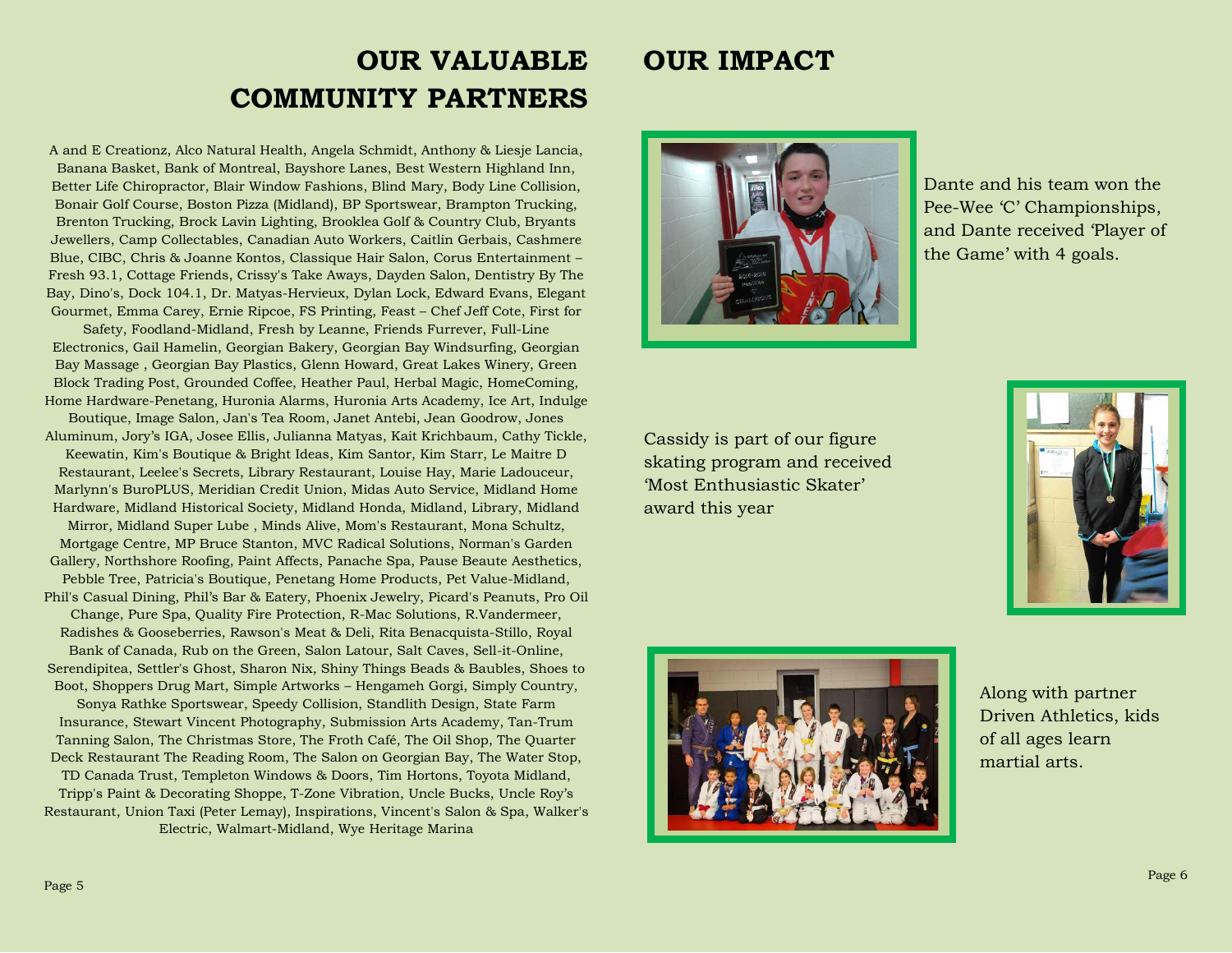# OUR VALUABLE COMMUNITY PARTNERS

A and E Creationz, Alco Natural Health, Angela Schmidt, Anthony & Liesje Lancia, Banana Basket, Bank of Montreal, Bayshore Lanes, Best Western Highland Inn, Better Life Chiropractor, Blair Window Fashions, Blind Mary, Body Line Collision, Bonair Golf Course, Boston Pizza (Midland), BP Sportswear, Brampton Trucking, Brenton Trucking, Brock Lavin Lighting, Brooklea Golf & Country Club, Bryants Jewellers, Camp Collectables, Canadian Auto Workers, Caitlin Gerbais, Cashmere Blue, CIBC, Chris & Joanne Kontos, Classique Hair Salon, Corus Entertainment – Fresh 93.1, Cottage Friends, Crissy's Take Aways, Dayden Salon, Dentistry By The Bay, Dino's, Dock 104.1, Dr. Matyas-Hervieux, Dylan Lock, Edward Evans, Elegant Gourmet, Emma Carey, Ernie Ripcoe, FS Printing, Feast – Chef Jeff Cote, First for Safety, Foodland-Midland, Fresh by Leanne, Friends Furrever, Full-Line Electronics, Gail Hamelin, Georgian Bakery, Georgian Bay Windsurfing, Georgian Bay Massage , Georgian Bay Plastics, Glenn Howard, Great Lakes Winery, Green Block Trading Post, Grounded Coffee, Heather Paul, Herbal Magic, HomeComing, Home Hardware-Penetang, Huronia Alarms, Huronia Arts Academy, Ice Art, Indulge Boutique, Image Salon, Jan's Tea Room, Janet Antebi, Jean Goodrow, Jones Aluminum, Jory's IGA, Josee Ellis, Julianna Matyas, Kait Krichbaum, Cathy Tickle, Keewatin, Kim's Boutique & Bright Ideas, Kim Santor, Kim Starr, Le Maitre D Restaurant, Leelee's Secrets, Library Restaurant, Louise Hay, Marie Ladouceur, Marlynn's BuroPLUS, Meridian Credit Union, Midas Auto Service, Midland Home Hardware, Midland Historical Society, Midland Honda, Midland, Library, Midland Mirror, Midland Super Lube , Minds Alive, Mom's Restaurant, Mona Schultz, Mortgage Centre, MP Bruce Stanton, MVC Radical Solutions, Norman's Garden Gallery, Northshore Roofing, Paint Affects, Panache Spa, Pause Beaute Aesthetics, Pebble Tree, Patricia's Boutique, Penetang Home Products, Pet Value-Midland, Phil's Casual Dining, Phil's Bar & Eatery, Phoenix Jewelry, Picard's Peanuts, Pro Oil Change, Pure Spa, Quality Fire Protection, R-Mac Solutions, R.Vandermeer, Radishes & Gooseberries, Rawson's Meat & Deli, Rita Benacquista-Stillo, Royal Bank of Canada, Rub on the Green, Salon Latour, Salt Caves, Sell-it-Online, Serendipitea, Settler's Ghost, Sharon Nix, Shiny Things Beads & Baubles, Shoes to Boot, Shoppers Drug Mart, Simple Artworks – Hengameh Gorgi, Simply Country, Sonya Rathke Sportswear, Speedy Collision, Standlith Design, State Farm Insurance, Stewart Vincent Photography, Submission Arts Academy, Tan-Trum Tanning Salon, The Christmas Store, The Froth Café, The Oil Shop, The Quarter Deck Restaurant The Reading Room, The Salon on Georgian Bay, The Water Stop, TD Canada Trust, Templeton Windows & Doors, Tim Hortons, Toyota Midland, Tripp's Paint & Decorating Shoppe, T-Zone Vibration, Uncle Bucks, Uncle Roy's Restaurant, Union Taxi (Peter Lemay), Inspirations, Vincent's Salon & Spa, Walker's Electric, Walmart-Midland, Wye Heritage Marina

# OUR IMPACT

Dante and his team won the Pee-Wee 'C' Championships, and Dante received 'Player of the Game' with 4 goals.

Cassidy is part of our figure skating program and received 'Most Enthusiastic Skater' award this year

Along with partner Driven Athletics, kids of all ages learn martial arts.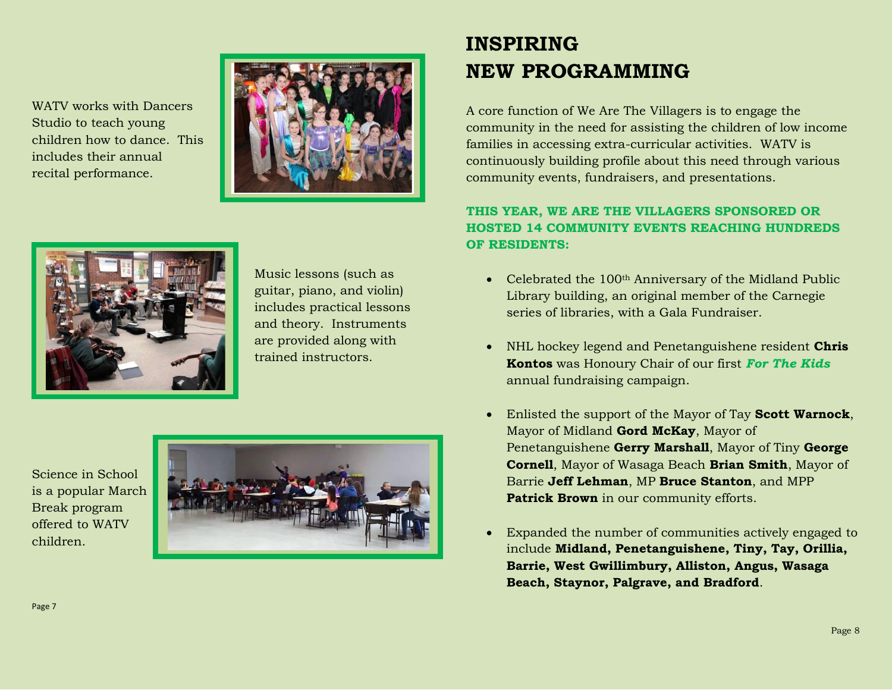WATV works with Dancers Studio to teach young children how to dance. This includes their annual recital performance.

Music lessons (such as guitar, piano, and violin) includes practical lessons and theory. Instruments are provided along with trained instructors.

Science in School is a popular March Break program offered to WATV children.

# INSPIRING NEW PROGRAMMING

A core function of We Are The Villagers is to engage the community in the need for assisting the children of low income families in accessing extra-curricular activities. WATV is continuously building profile about this need through various community events, fundraisers, and presentations.

**THIS YEAR, WE ARE THE VILLAGERS SPONSORED OR HOSTED 14 COMMUNITY EVENTS REACHING HUNDREDS OF RESIDENTS:**

- Celebrated the 100th Anniversary of the Midland Public Library building, an original member of the Carnegie series of libraries, with a Gala Fundraiser.
- NHL hockey legend and Penetanguishene resident **Chris Kontos** was Honoury Chair of our first ***For The Kids*** annual fundraising campaign.
- Enlisted the support of the Mayor of Tay **Scott Warnock**, Mayor of Midland **Gord McKay**, Mayor of Penetanguishene **Gerry Marshall**, Mayor of Tiny **George Cornell**, Mayor of Wasaga Beach **Brian Smith**, Mayor of Barrie **Jeff Lehman**, MP **Bruce Stanton**, and MPP **Patrick Brown** in our community efforts.
- Expanded the number of communities actively engaged to include **Midland, Penetanguishene, Tiny, Tay, Orillia, Barrie, West Gwillimbury, Alliston, Angus, Wasaga Beach, Staynor, Palgrave, and Bradford**.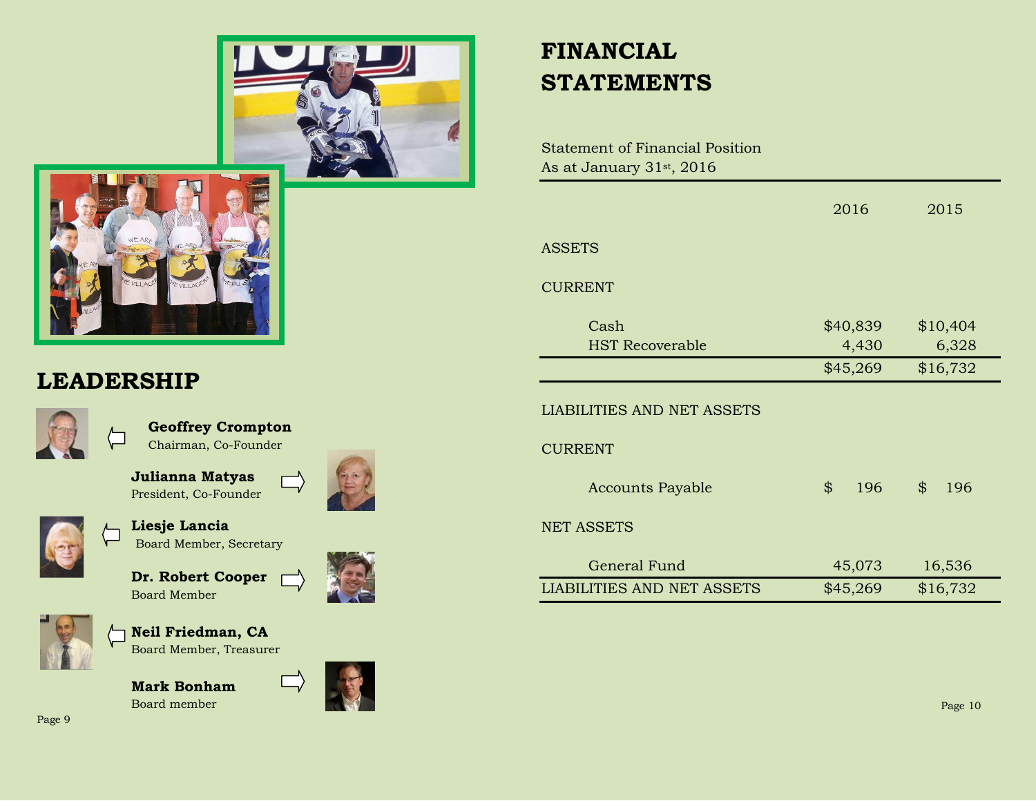## LEADERSHIP

**Geoffrey Crompton**
Chairman, Co-Founder

**Julianna Matyas**
President, Co-Founder

**Liesje Lancia**
Board Member, Secretary

**Dr. Robert Cooper**
Board Member

**Neil Friedman, CA**
Board Member, Treasurer

**Mark Bonham**
Board member

# FINANCIAL STATEMENTS

Statement of Financial Position
As at January 31st, 2016

| | 2016 | 2015 |
|---|---|---|
| ASSETS | | |
| CURRENT | | |
| Cash | $40,839 | $10,404 |
| HST Recoverable | 4,430 | 6,328 |
| | $45,269 | $16,732 |
| LIABILITIES AND NET ASSETS | | |
| CURRENT | | |
| Accounts Payable | $ 196 | $ 196 |
| NET ASSETS | | |
| General Fund | 45,073 | 16,536 |
| LIABILITIES AND NET ASSETS | $45,269 | $16,732 |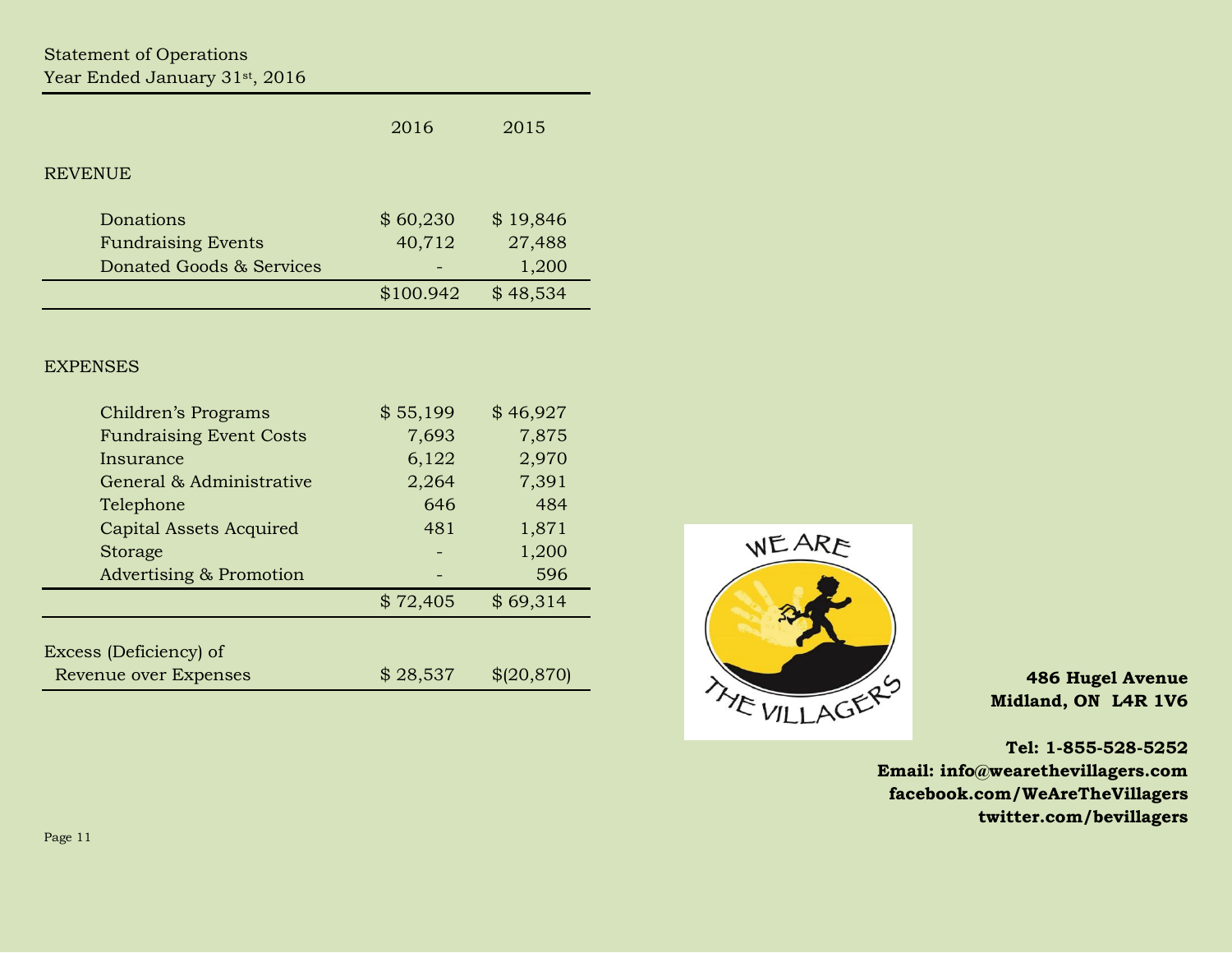Statement of Operations
Year Ended January 31st, 2016

| | 2016 | 2015 |
|---|---|---|
| **REVENUE** | | |
| Donations | $ 60,230 | $ 19,846 |
| Fundraising Events | 40,712 | 27,488 |
| Donated Goods & Services | - | 1,200 |
| | $100.942 | $ 48,534 |
| **EXPENSES** | | |
| Children's Programs | $ 55,199 | $ 46,927 |
| Fundraising Event Costs | 7,693 | 7,875 |
| Insurance | 6,122 | 2,970 |
| General & Administrative | 2,264 | 7,391 |
| Telephone | 646 | 484 |
| Capital Assets Acquired | 481 | 1,871 |
| Storage | - | 1,200 |
| Advertising & Promotion | - | 596 |
| | $ 72,405 | $ 69,314 |
| Excess (Deficiency) of Revenue over Expenses | $ 28,537 | $(20,870) |

WE ARE THE VILLAGERS

**486 Hugel Avenue**
**Midland, ON L4R 1V6**

**Tel: 1-855-528-5252**
**Email: info@wearethevillagers.com**
**facebook.com/WeAreTheVillagers**
**twitter.com/bevillagers**